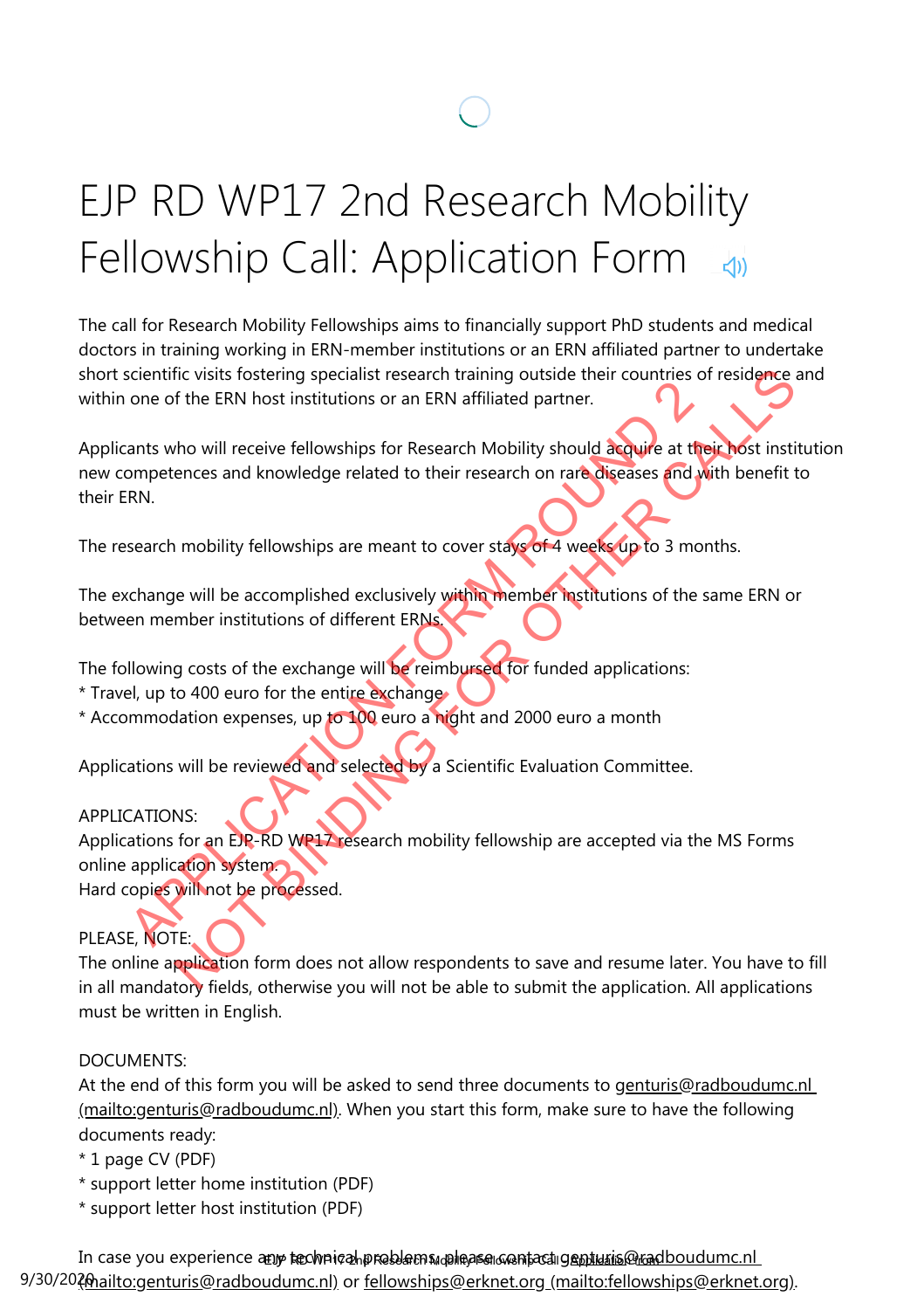# EJP RD WP17 2nd Research Mobility Fellowship Call: Application Form

The call for Research Mobility Fellowships aims to financially support PhD students and medical doctors in training working in ERN-member institutions or an ERN affiliated partner to undertake short scientific visits fostering specialist research training outside their countries of residence and within one of the ERN host institutions or an ERN affiliated partner.

Applicants who will receive fellowships for Research Mobility should acquire at their host institution new competences and knowledge related to their research on rare diseases and with benefit to their ERN.

The research mobility fellowships are meant to cover stays of 4 weeks up to 3 months.

The exchange will be accomplished exclusively within member institutions of the same ERN or between member institutions of different ERNs.

The following costs of the exchange will be reimbursed for funded applications:
* Travel, up to 400 euro for the entire exchange
* Accommodation expenses, up to 100 euro a night and 2000 euro a month

Applications will be reviewed and selected by a Scientific Evaluation Committee.

APPLICATIONS:
Applications for an EJP-RD WP17 research mobility fellowship are accepted via the MS Forms online application system.
Hard copies will not be processed.

PLEASE, NOTE:
The online application form does not allow respondents to save and resume later. You have to fill in all mandatory fields, otherwise you will not be able to submit the application. All applications must be written in English.

DOCUMENTS:
At the end of this form you will be asked to send three documents to genturis@radboudumc.nl (mailto:genturis@radboudumc.nl). When you start this form, make sure to have the following documents ready:
* 1 page CV (PDF)
* support letter home institution (PDF)
* support letter host institution (PDF)

In case you experience any technical problems, please contact genturis@radboudumc.nl (mailto:genturis@radboudumc.nl) or fellowships@erknet.org (mailto:fellowships@erknet.org).

APPLICATION FORM ROUND 2
NOT BINDING FOR OTHER CALLS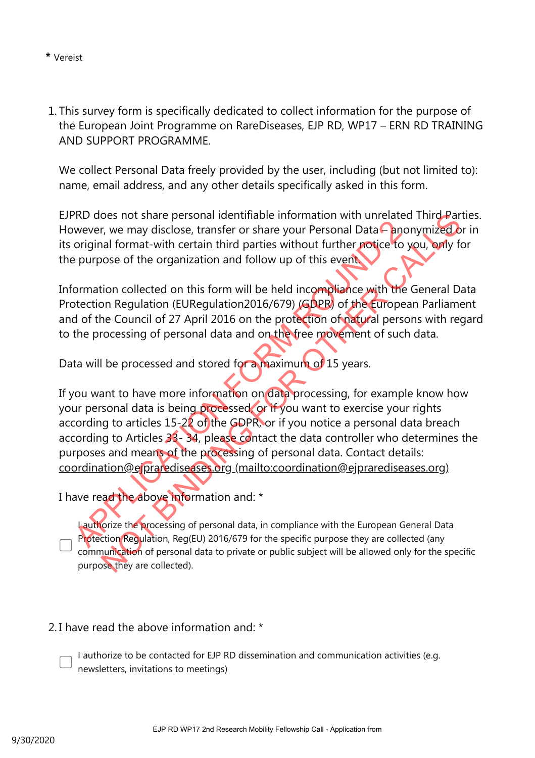\* Vereist

1. This survey form is specifically dedicated to collect information for the purpose of the European Joint Programme on RareDiseases, EJP RD, WP17 – ERN RD TRAINING AND SUPPORT PROGRAMME.

   We collect Personal Data freely provided by the user, including (but not limited to): name, email address, and any other details specifically asked in this form.

   EJPRD does not share personal identifiable information with unrelated Third Parties. However, we may disclose, transfer or share your Personal Data – anonymized or in its original format-with certain third parties without further notice to you, only for the purpose of the organization and follow up of this event.

   Information collected on this form will be held incompliance with the General Data Protection Regulation (EURegulation2016/679) (GDPR) of the European Parliament and of the Council of 27 April 2016 on the protection of natural persons with regard to the processing of personal data and on the free movement of such data.

   Data will be processed and stored for a maximum of 15 years.

   If you want to have more information on data processing, for example know how your personal data is being processed, or if you want to exercise your rights according to articles 15-22 of the GDPR, or if you notice a personal data breach according to Articles 33- 34, please contact the data controller who determines the purposes and means of the processing of personal data. Contact details: coordination@ejprarediseases.org (mailto:coordination@ejprarediseases.org)

   I have read the above information and: *

   - [ ] I authorize the processing of personal data, in compliance with the European General Data Protection Regulation, Reg(EU) 2016/679 for the specific purpose they are collected (any communication of personal data to private or public subject will be allowed only for the specific purpose they are collected).

2. I have read the above information and: *

   - [ ] I authorize to be contacted for EJP RD dissemination and communication activities (e.g. newsletters, invitations to meetings)

APPLICATION FORM ROUND 2 – NOT BINDING FOR OTHER CALLS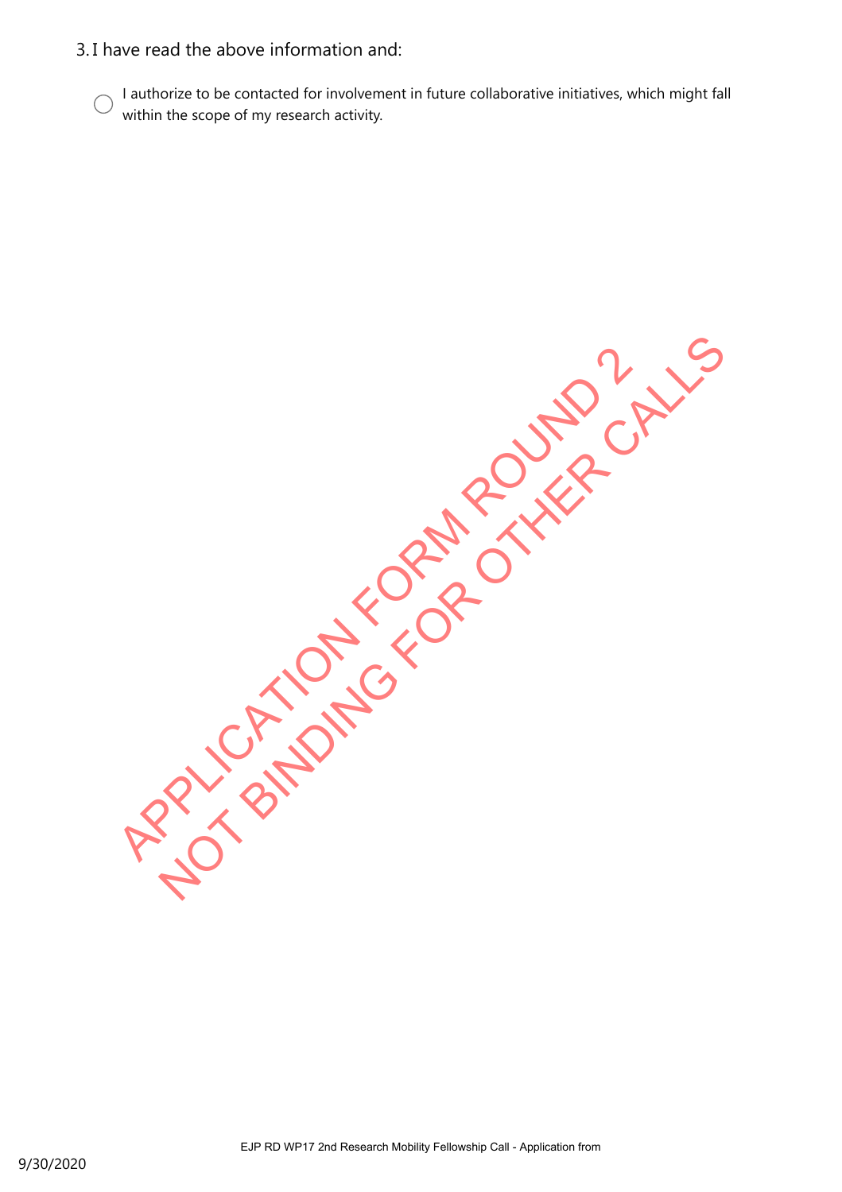3. I have read the above information and:

- ◯ I authorize to be contacted for involvement in future collaborative initiatives, which might fall within the scope of my research activity.

APPLICATION FORM ROUND 2
NOT BINDING FOR OTHER CALLS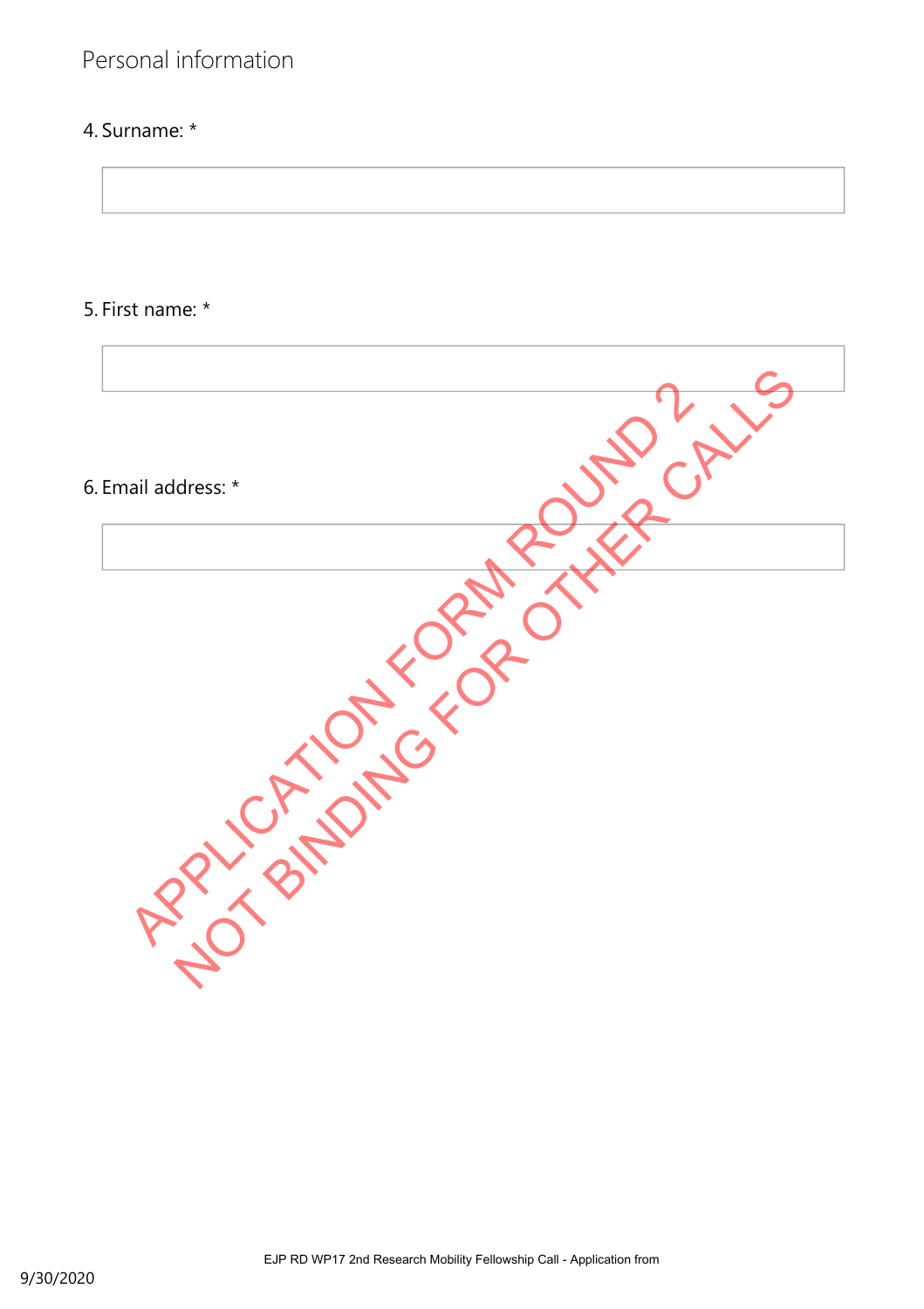## Personal information

4. Surname: *

5. First name: *

6. Email address: *

APPLICATION FORM ROUND 2
NOT BINDING FOR OTHER CALLS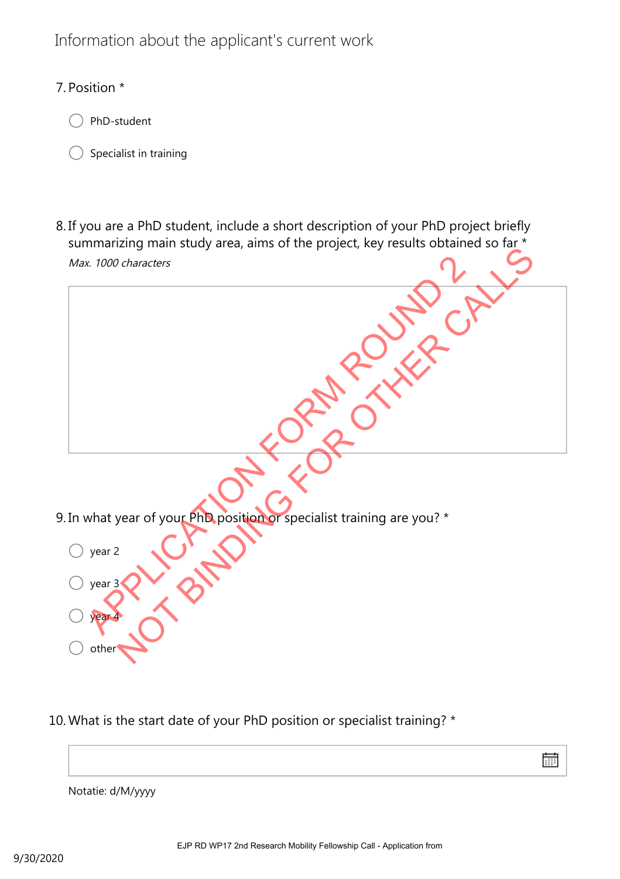## Information about the applicant's current work

7. Position *

- ◯ PhD-student
- ◯ Specialist in training

8. If you are a PhD student, include a short description of your PhD project briefly summarizing main study area, aims of the project, key results obtained so far *

*Max. 1000 characters*

APPLICATION FORM ROUND 2
NOT BINDING FOR OTHER CALLS

9. In what year of your PhD position or specialist training are you? *

- ◯ year 2
- ◯ year 3
- ◯ year 4
- ◯ other

10. What is the start date of your PhD position or specialist training? *

Notatie: d/M/yyyy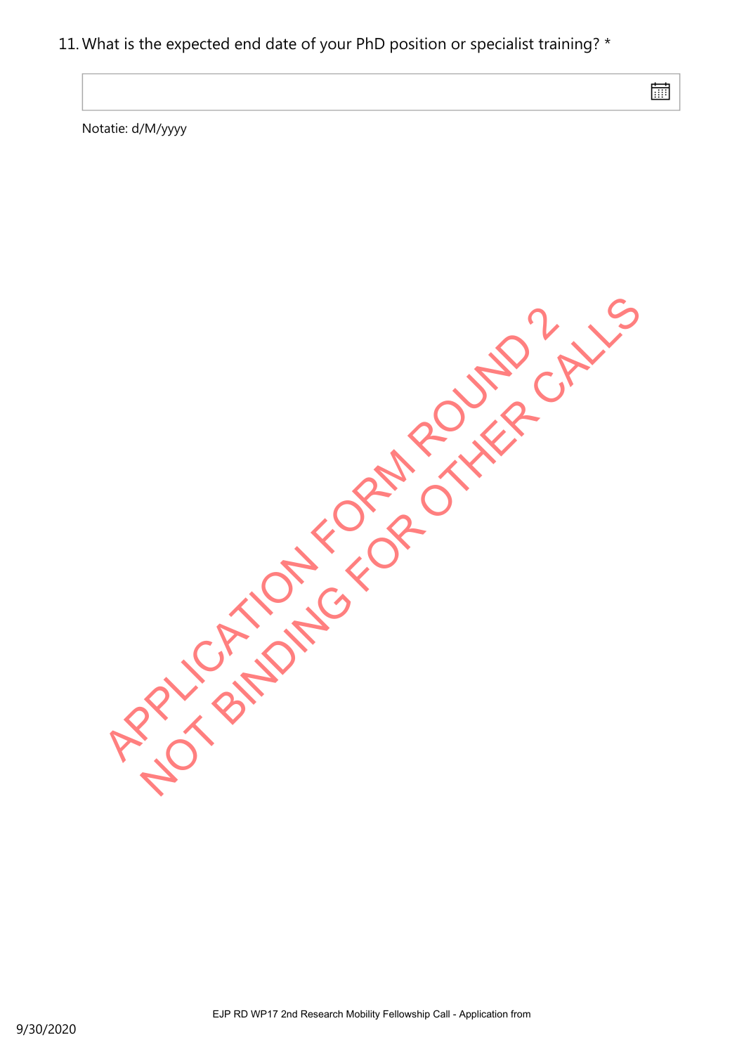11. What is the expected end date of your PhD position or specialist training? *

Notatie: d/M/yyyy

APPLICATION FORM ROUND 2
NOT BINDING FOR OTHER CALLS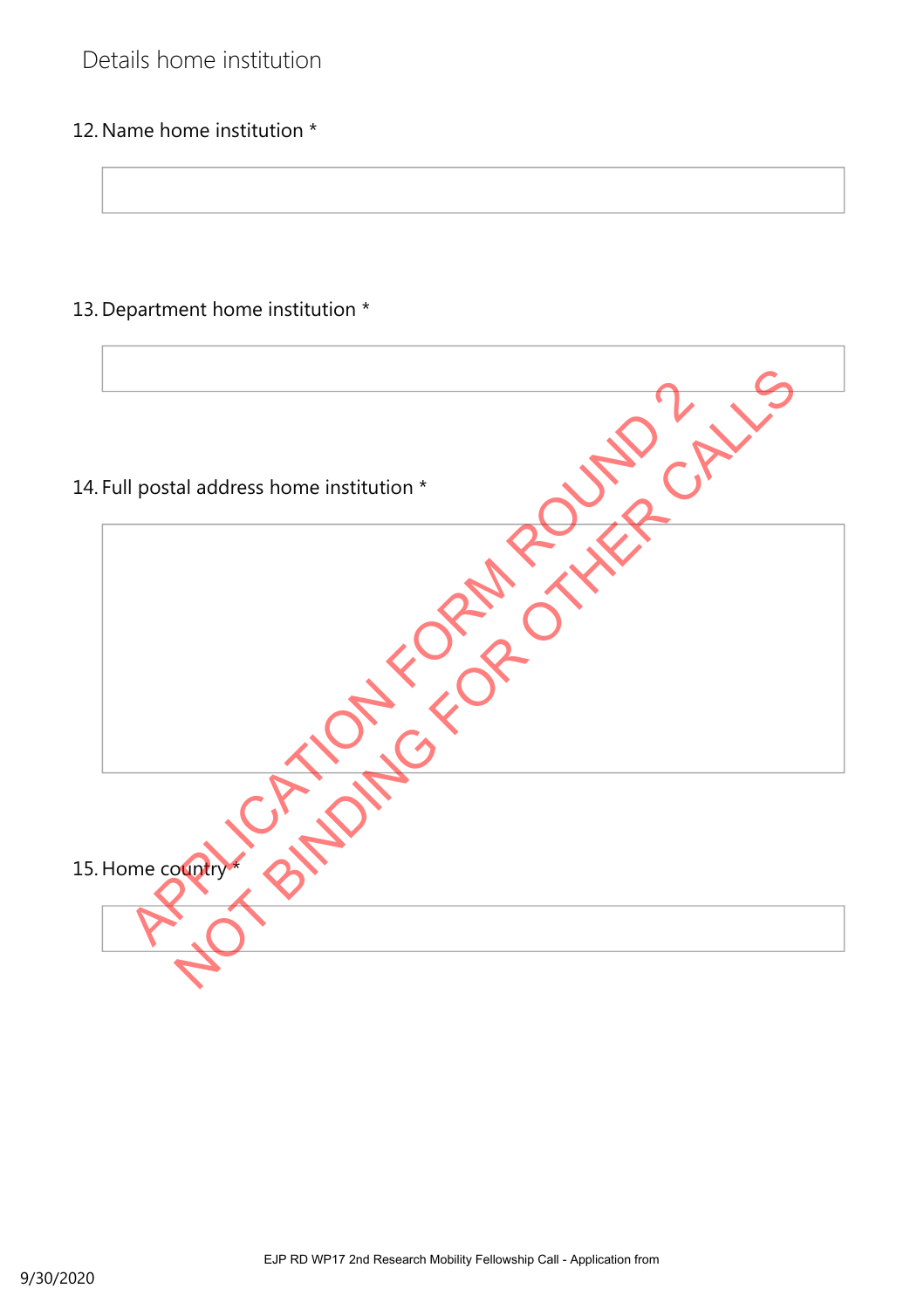## Details home institution

12. Name home institution *

13. Department home institution *

14. Full postal address home institution *

15. Home country *

APPLICATION FORM ROUND 2
NOT BINDING FOR OTHER CALLS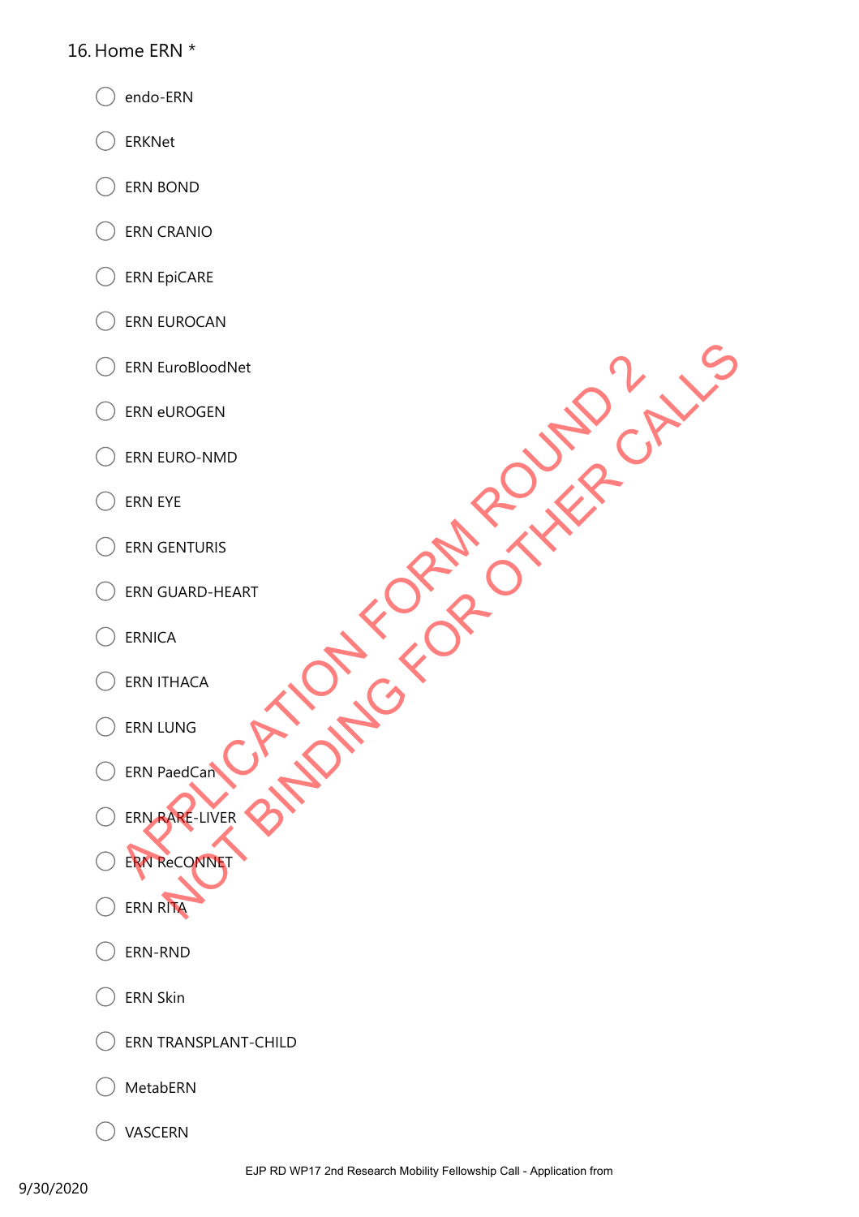16. Home ERN *

- endo-ERN
- ERKNet
- ERN BOND
- ERN CRANIO
- ERN EpiCARE
- ERN EUROCAN
- ERN EuroBloodNet
- ERN eUROGEN
- ERN EURO-NMD
- ERN EYE
- ERN GENTURIS
- ERN GUARD-HEART
- ERNICA
- ERN ITHACA
- ERN LUNG
- ERN PaedCan
- ERN RARE-LIVER
- ERN ReCONNET
- ERN RITA
- ERN-RND
- ERN Skin
- ERN TRANSPLANT-CHILD
- MetabERN
- VASCERN

APPLICATION FORM ROUND 2
NOT BINDING FOR OTHER CALLS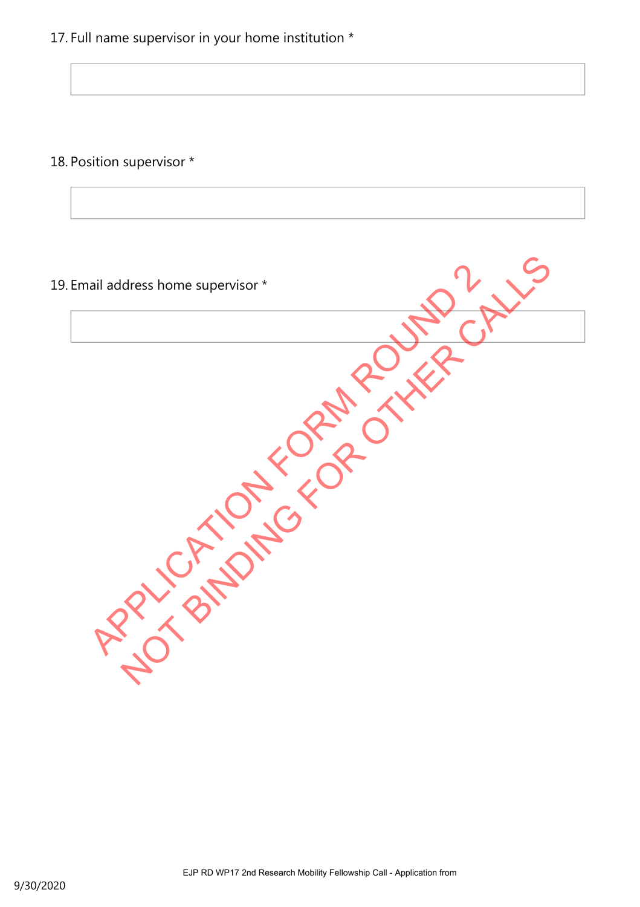17. Full name supervisor in your home institution *

18. Position supervisor *

19. Email address home supervisor *

APPLICATION FORM ROUND 2
NOT BINDING FOR OTHER CALLS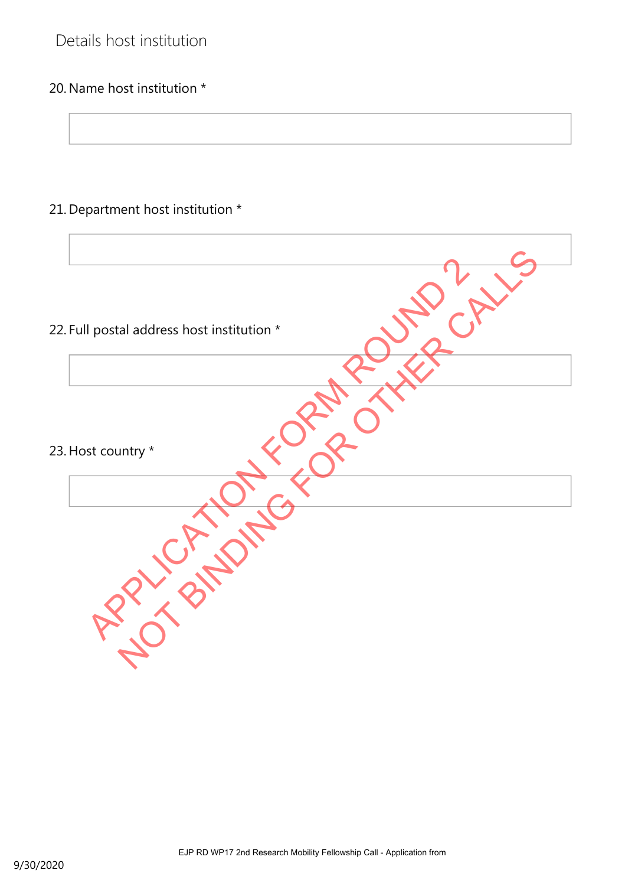## Details host institution

20. Name host institution *

21. Department host institution *

22. Full postal address host institution *

23. Host country *

APPLICATION FORM ROUND 2
NOT BINDING FOR OTHER CALLS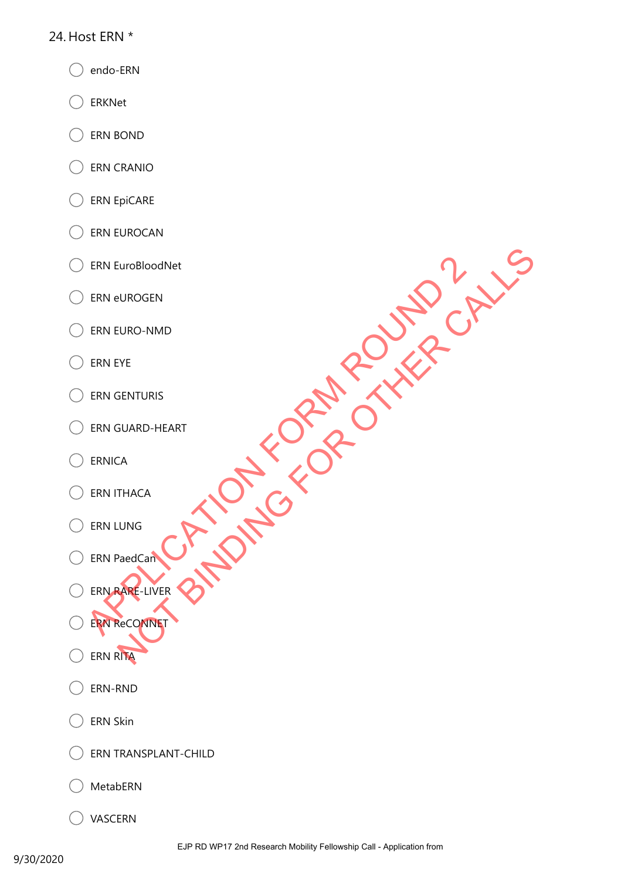24. Host ERN *

- ◯ endo-ERN
- ◯ ERKNet
- ◯ ERN BOND
- ◯ ERN CRANIO
- ◯ ERN EpiCARE
- ◯ ERN EUROCAN
- ◯ ERN EuroBloodNet
- ◯ ERN eUROGEN
- ◯ ERN EURO-NMD
- ◯ ERN EYE
- ◯ ERN GENTURIS
- ◯ ERN GUARD-HEART
- ◯ ERNICA
- ◯ ERN ITHACA
- ◯ ERN LUNG
- ◯ ERN PaedCan
- ◯ ERN RARE-LIVER
- ◯ ERN ReCONNET
- ◯ ERN RITA
- ◯ ERN-RND
- ◯ ERN Skin
- ◯ ERN TRANSPLANT-CHILD
- ◯ MetabERN
- ◯ VASCERN

APPLICATION FORM ROUND 2
NOT BINDING FOR OTHER CALLS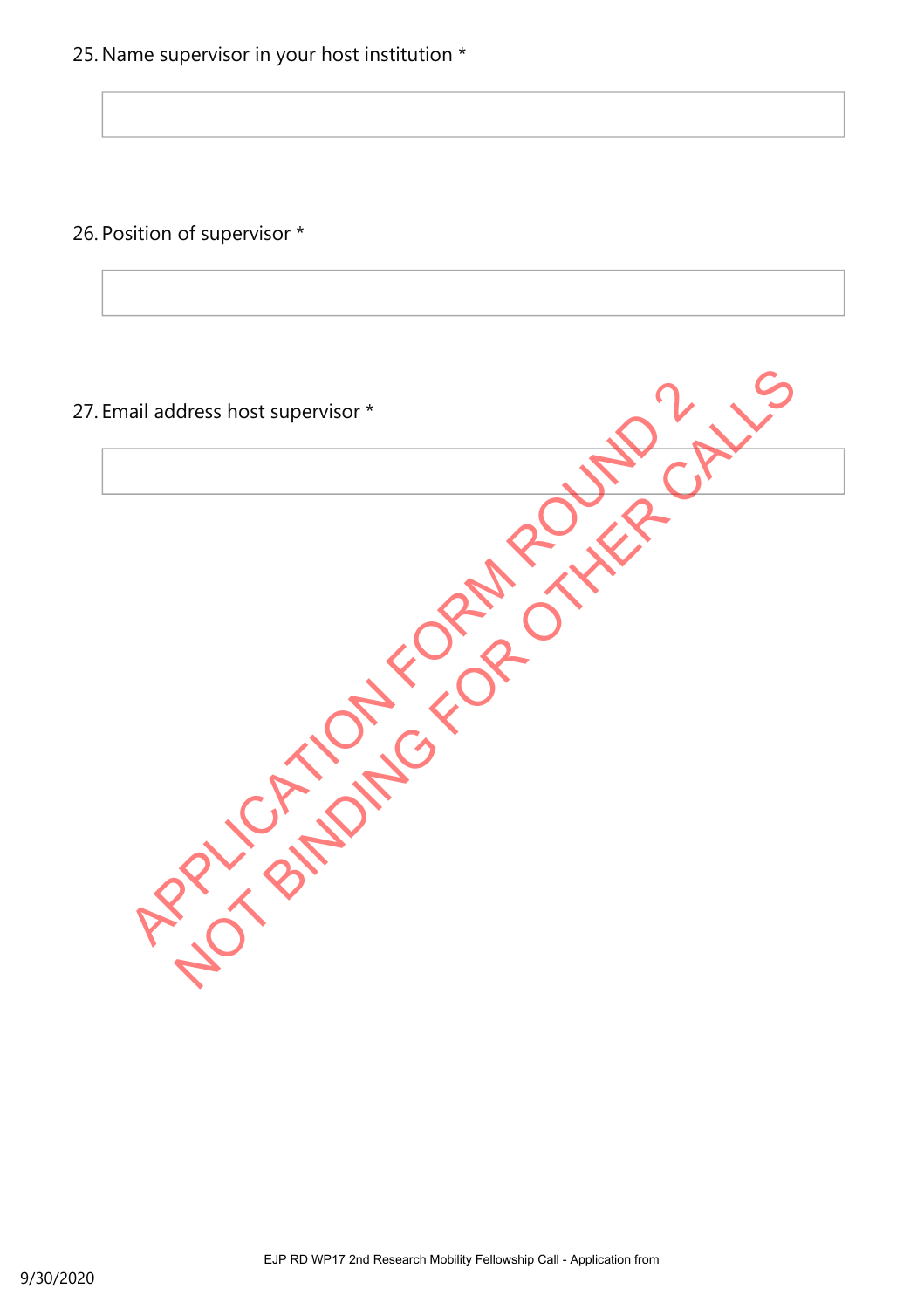25. Name supervisor in your host institution *

26. Position of supervisor *

27. Email address host supervisor *

APPLICATION FORM ROUND 2
NOT BINDING FOR OTHER CALLS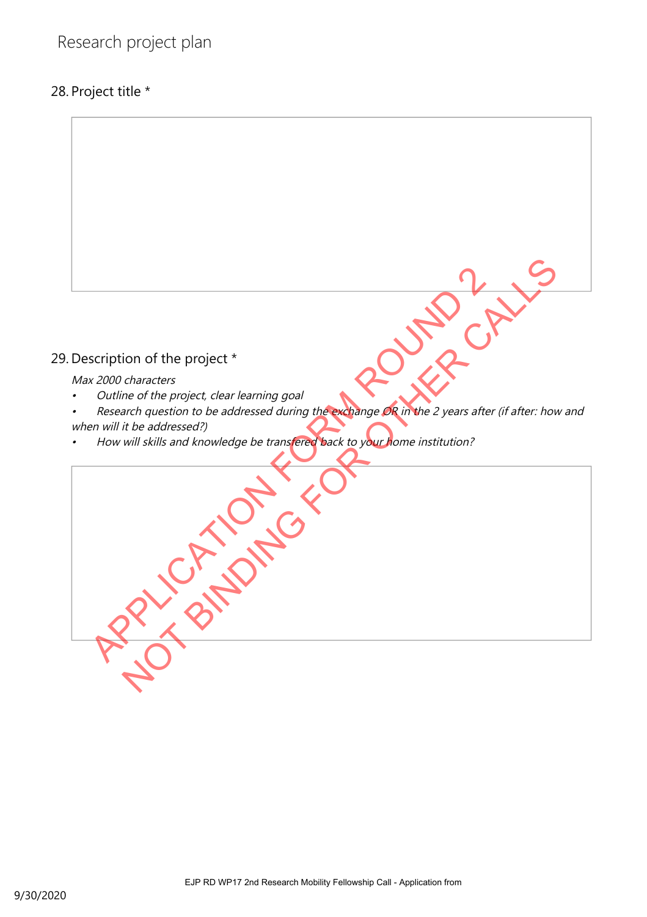# Research project plan

## 28. Project title *

## 29. Description of the project *

*Max 2000 characters*

- *Outline of the project, clear learning goal*
- *Research question to be addressed during the exchange OR in the 2 years after (if after: how and when will it be addressed?)*
- *How will skills and knowledge be transfered back to your home institution?*

APPLICATION FORM ROUND 2
NOT BINDING FOR OTHER CALLS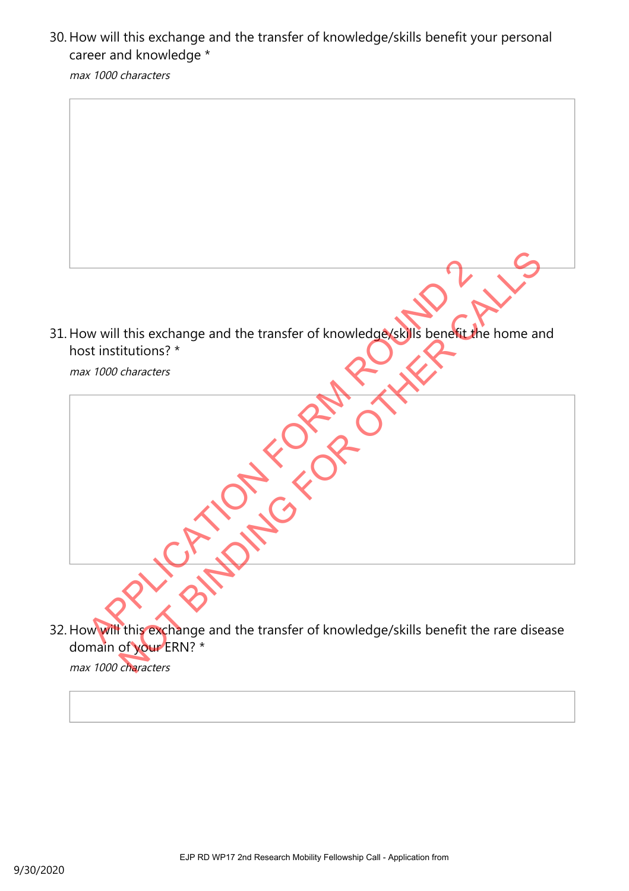30. How will this exchange and the transfer of knowledge/skills benefit your personal career and knowledge *

*max 1000 characters*

31. How will this exchange and the transfer of knowledge/skills benefit the home and host institutions? *

*max 1000 characters*

32. How will this exchange and the transfer of knowledge/skills benefit the rare disease domain of your ERN? *

*max 1000 characters*

APPLICATION FORM ROUND 2
NOT BINDING FOR OTHER CALLS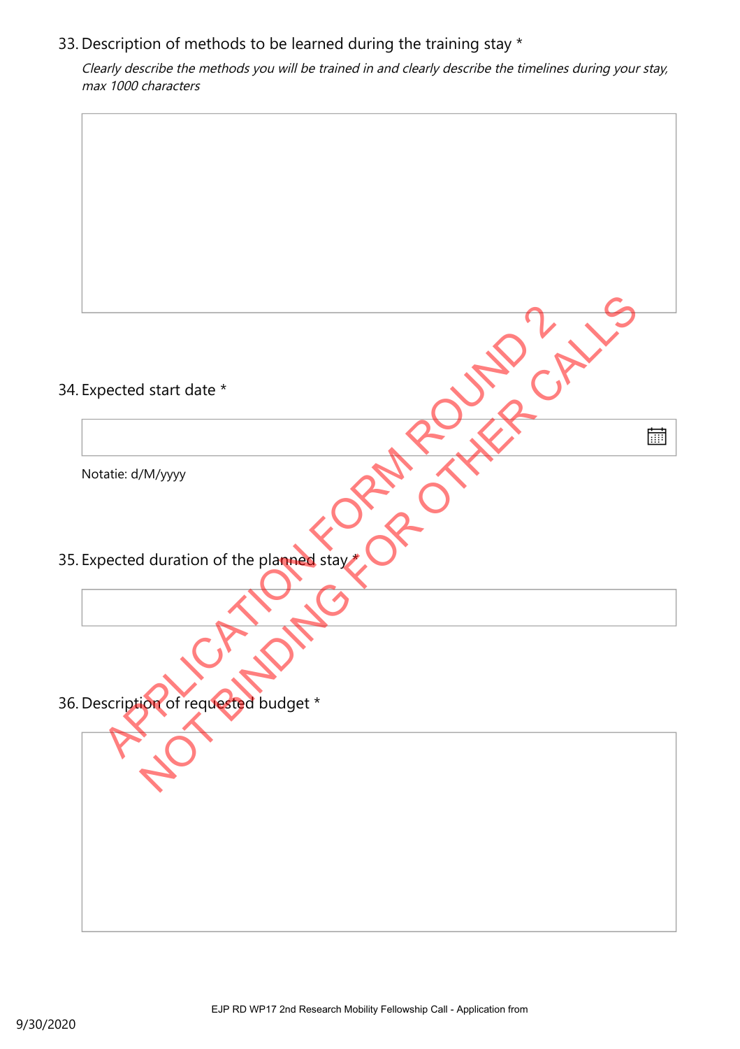33. Description of methods to be learned during the training stay *

*Clearly describe the methods you will be trained in and clearly describe the timelines during your stay, max 1000 characters*

34. Expected start date *

Notatie: d/M/yyyy

35. Expected duration of the planned stay *

36. Description of requested budget *

APPLICATION FORM ROUND 2
NOT BINDING FOR OTHER CALLS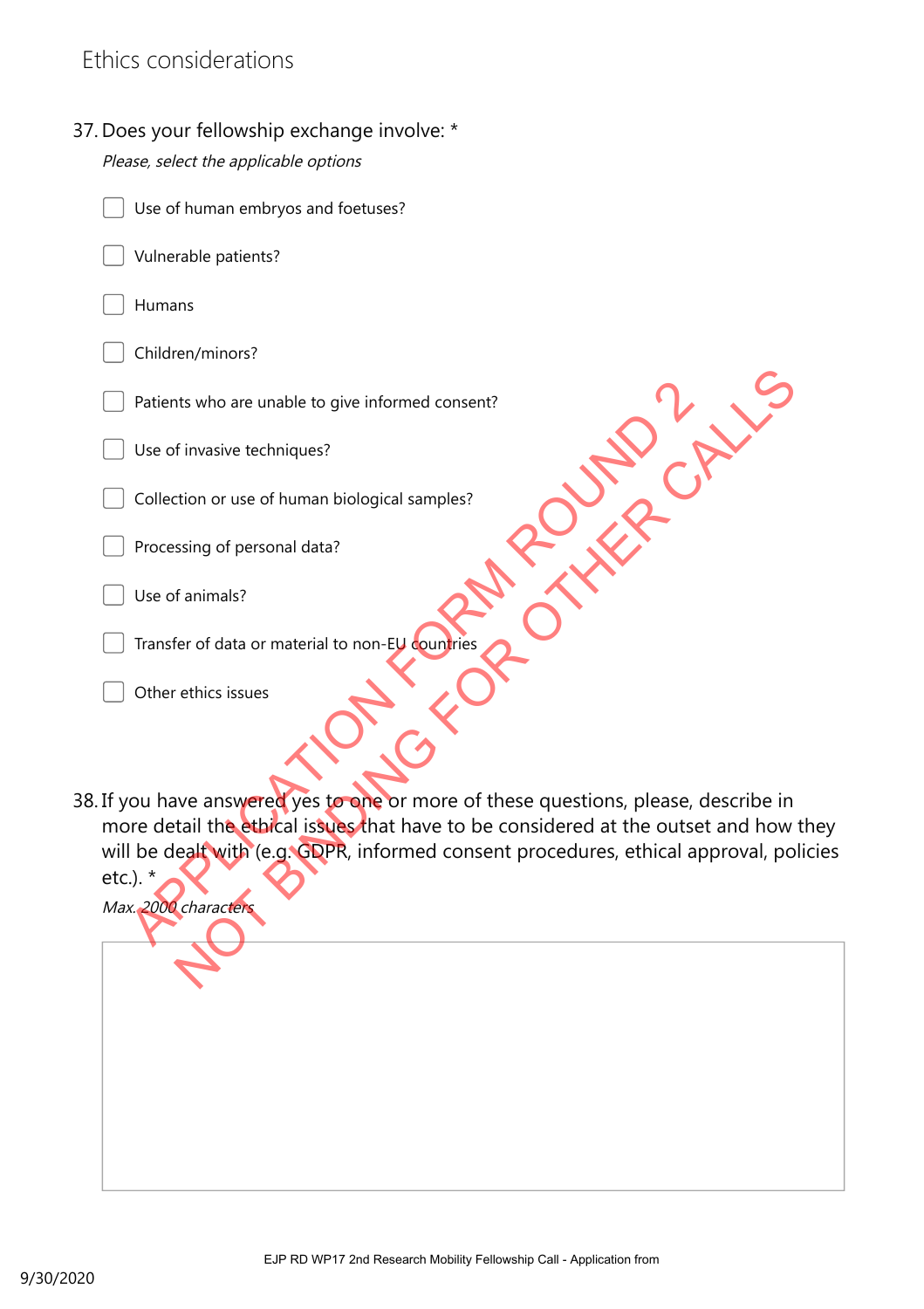## Ethics considerations

37. Does your fellowship exchange involve: *

*Please, select the applicable options*

- [ ] Use of human embryos and foetuses?
- [ ] Vulnerable patients?
- [ ] Humans
- [ ] Children/minors?
- [ ] Patients who are unable to give informed consent?
- [ ] Use of invasive techniques?
- [ ] Collection or use of human biological samples?
- [ ] Processing of personal data?
- [ ] Use of animals?
- [ ] Transfer of data or material to non-EU countries
- [ ] Other ethics issues

APPLICATION FORM ROUND 2
NOT BINDING FOR OTHER CALLS

38. If you have answered yes to one or more of these questions, please, describe in more detail the ethical issues that have to be considered at the outset and how they will be dealt with (e.g. GDPR, informed consent procedures, ethical approval, policies etc.). *

*Max. 2000 characters*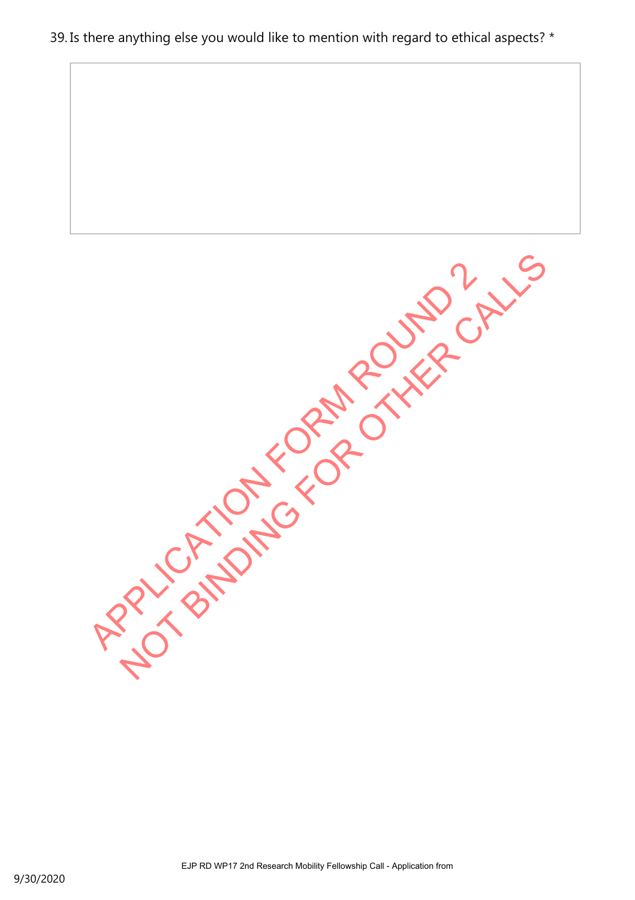39. Is there anything else you would like to mention with regard to ethical aspects? *

APPLICATION FORM ROUND 2
NOT BINDING FOR OTHER CALLS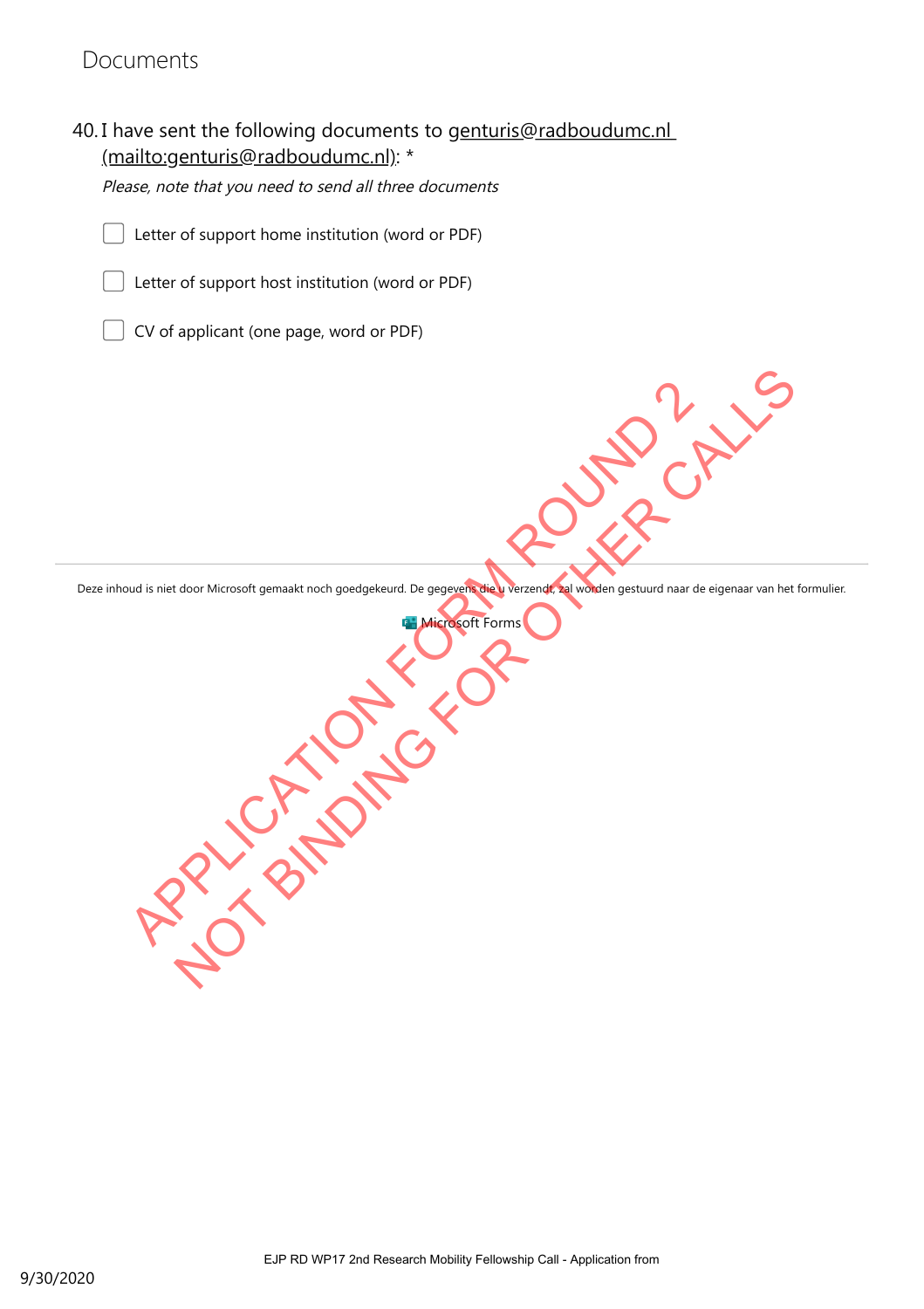# Documents

40. I have sent the following documents to genturis@radboudumc.nl (mailto:genturis@radboudumc.nl): *

*Please, note that you need to send all three documents*

- [ ] Letter of support home institution (word or PDF)
- [ ] Letter of support host institution (word or PDF)
- [ ] CV of applicant (one page, word or PDF)

APPLICATION FORM ROUND 2
NOT BINDING FOR OTHER CALLS

Deze inhoud is niet door Microsoft gemaakt noch goedgekeurd. De gegevens die u verzendt, zal worden gestuurd naar de eigenaar van het formulier.

Microsoft Forms